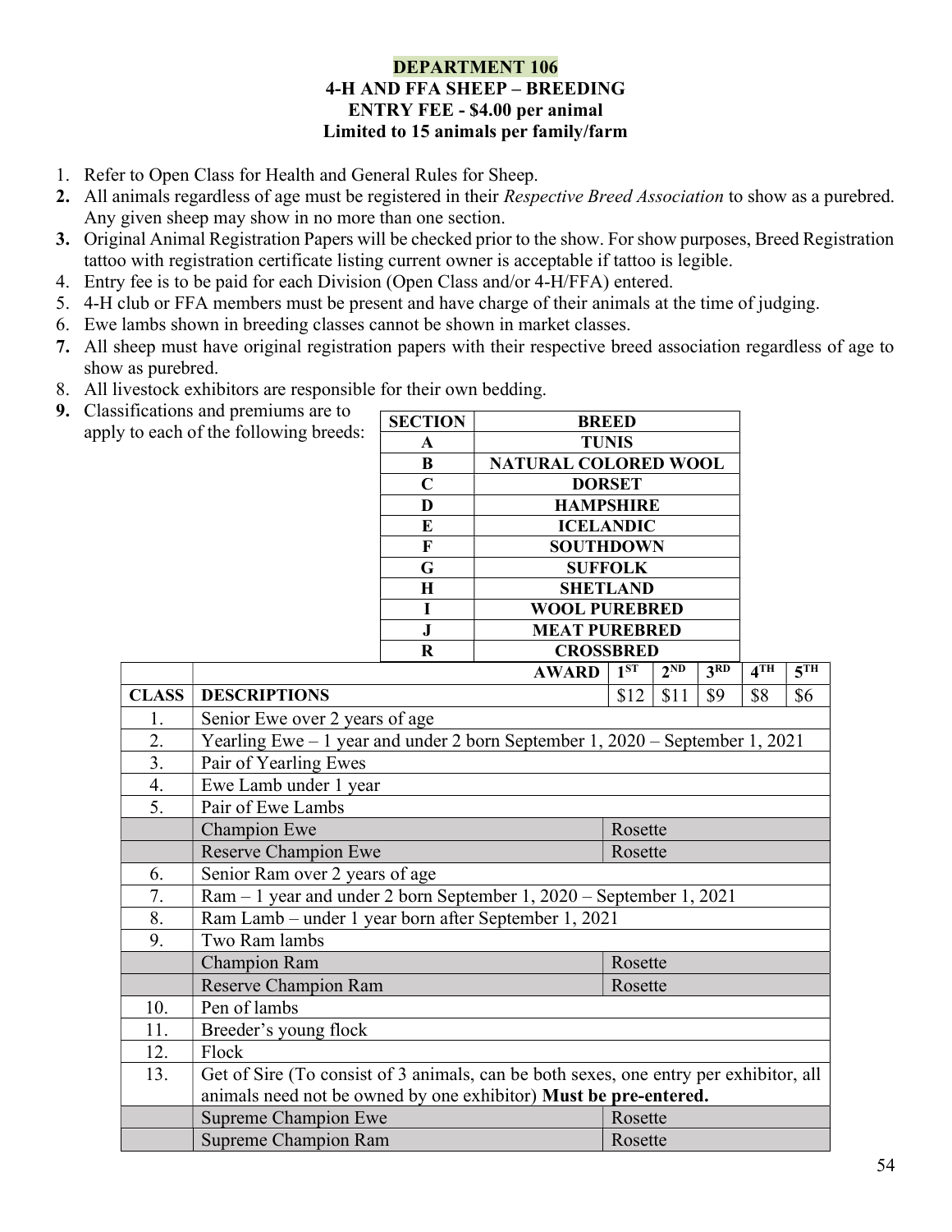# DEPARTMENT 106
## 4-H AND FFA SHEEP – BREEDING
### ENTRY FEE - $4.00 per animal
### Limited to 15 animals per family/farm

1. Refer to Open Class for Health and General Rules for Sheep.
2. All animals regardless of age must be registered in their *Respective Breed Association* to show as a purebred. Any given sheep may show in no more than one section.
3. Original Animal Registration Papers will be checked prior to the show. For show purposes, Breed Registration tattoo with registration certificate listing current owner is acceptable if tattoo is legible.
4. Entry fee is to be paid for each Division (Open Class and/or 4-H/FFA) entered.
5. 4-H club or FFA members must be present and have charge of their animals at the time of judging.
6. Ewe lambs shown in breeding classes cannot be shown in market classes.
7. All sheep must have original registration papers with their respective breed association regardless of age to show as purebred.
8. All livestock exhibitors are responsible for their own bedding.
9. Classifications and premiums are to apply to each of the following breeds:

| SECTION | BREED |
|---|---|
| A | TUNIS |
| B | NATURAL COLORED WOOL |
| C | DORSET |
| D | HAMPSHIRE |
| E | ICELANDIC |
| F | SOUTHDOWN |
| G | SUFFOLK |
| H | SHETLAND |
| I | WOOL PUREBRED |
| J | MEAT PUREBRED |
| R | CROSSBRED |

| | AWARD | 1ST | 2ND | 3RD | 4TH | 5TH |
|---|---|---|---|---|---|---|
| **CLASS** | **DESCRIPTIONS** | $12 | $11 | $9 | $8 | $6 |
| 1. | Senior Ewe over 2 years of age | | | | | |
| 2. | Yearling Ewe – 1 year and under 2 born September 1, 2020 – September 1, 2021 | | | | | |
| 3. | Pair of Yearling Ewes | | | | | |
| 4. | Ewe Lamb under 1 year | | | | | |
| 5. | Pair of Ewe Lambs | | | | | |
| | Champion Ewe | Rosette | | | | |
| | Reserve Champion Ewe | Rosette | | | | |
| 6. | Senior Ram over 2 years of age | | | | | |
| 7. | Ram – 1 year and under 2 born September 1, 2020 – September 1, 2021 | | | | | |
| 8. | Ram Lamb – under 1 year born after September 1, 2021 | | | | | |
| 9. | Two Ram lambs | | | | | |
| | Champion Ram | Rosette | | | | |
| | Reserve Champion Ram | Rosette | | | | |
| 10. | Pen of lambs | | | | | |
| 11. | Breeder's young flock | | | | | |
| 12. | Flock | | | | | |
| 13. | Get of Sire (To consist of 3 animals, can be both sexes, one entry per exhibitor, all animals need not be owned by one exhibitor) **Must be pre-entered.** | | | | | |
| | Supreme Champion Ewe | Rosette | | | | |
| | Supreme Champion Ram | Rosette | | | | |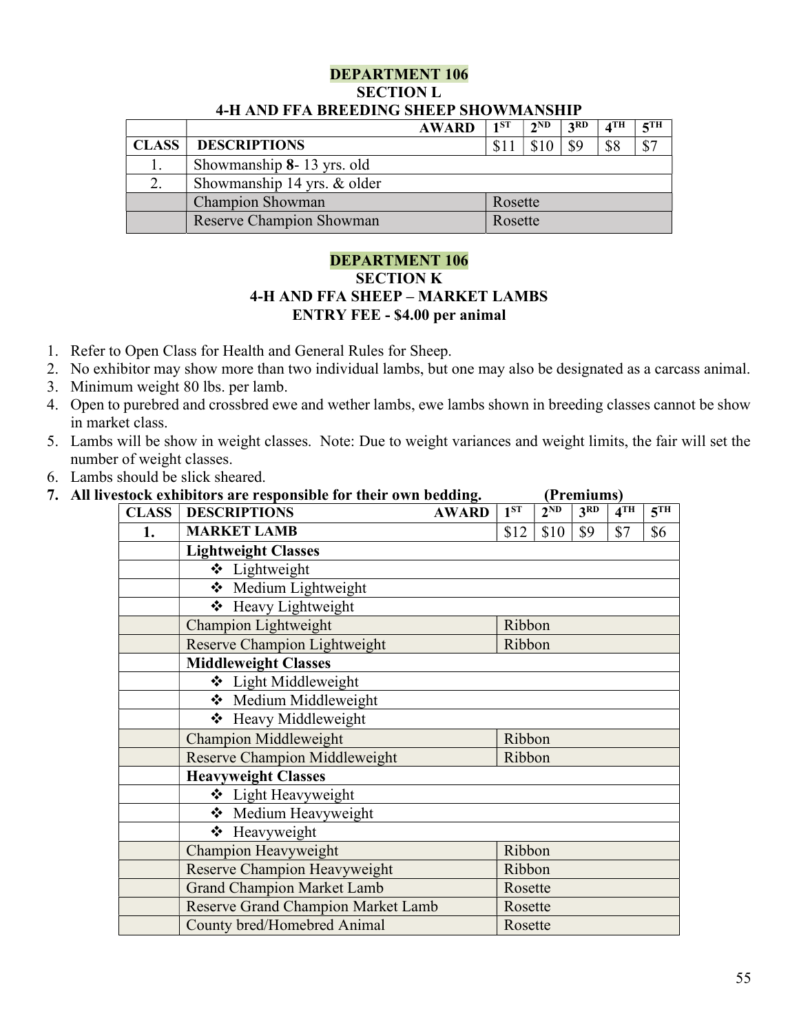# DEPARTMENT 106
## SECTION L
## 4-H AND FFA BREEDING SHEEP SHOWMANSHIP

| | AWARD | 1ST | 2ND | 3RD | 4TH | 5TH |
|---|---|---|---|---|---|---|
| CLASS | DESCRIPTIONS | $11 | $10 | $9 | $8 | $7 |
| 1. | Showmanship **8**- 13 yrs. old | | | | | |
| 2. | Showmanship 14 yrs. & older | | | | | |
| | Champion Showman | Rosette | | | | |
| | Reserve Champion Showman | Rosette | | | | |

# DEPARTMENT 106
## SECTION K
## 4-H AND FFA SHEEP – MARKET LAMBS
## ENTRY FEE - $4.00 per animal

1. Refer to Open Class for Health and General Rules for Sheep.
2. No exhibitor may show more than two individual lambs, but one may also be designated as a carcass animal.
3. Minimum weight 80 lbs. per lamb.
4. Open to purebred and crossbred ewe and wether lambs, ewe lambs shown in breeding classes cannot be show in market class.
5. Lambs will be show in weight classes. Note: Due to weight variances and weight limits, the fair will set the number of weight classes.
6. Lambs should be slick sheared.
7. **All livestock exhibitors are responsible for their own bedding.** **(Premiums)**

| CLASS | DESCRIPTIONS AWARD | 1ST | 2ND | 3RD | 4TH | 5TH |
|---|---|---|---|---|---|---|
| **1.** | **MARKET LAMB** | $12 | $10 | $9 | $7 | $6 |
| | **Lightweight Classes** | | | | | |
| | ❖ Lightweight | | | | | |
| | ❖ Medium Lightweight | | | | | |
| | ❖ Heavy Lightweight | | | | | |
| | Champion Lightweight | Ribbon | | | | |
| | Reserve Champion Lightweight | Ribbon | | | | |
| | **Middleweight Classes** | | | | | |
| | ❖ Light Middleweight | | | | | |
| | ❖ Medium Middleweight | | | | | |
| | ❖ Heavy Middleweight | | | | | |
| | Champion Middleweight | Ribbon | | | | |
| | Reserve Champion Middleweight | Ribbon | | | | |
| | **Heavyweight Classes** | | | | | |
| | ❖ Light Heavyweight | | | | | |
| | ❖ Medium Heavyweight | | | | | |
| | ❖ Heavyweight | | | | | |
| | Champion Heavyweight | Ribbon | | | | |
| | Reserve Champion Heavyweight | Ribbon | | | | |
| | Grand Champion Market Lamb | Rosette | | | | |
| | Reserve Grand Champion Market Lamb | Rosette | | | | |
| | County bred/Homebred Animal | Rosette | | | | |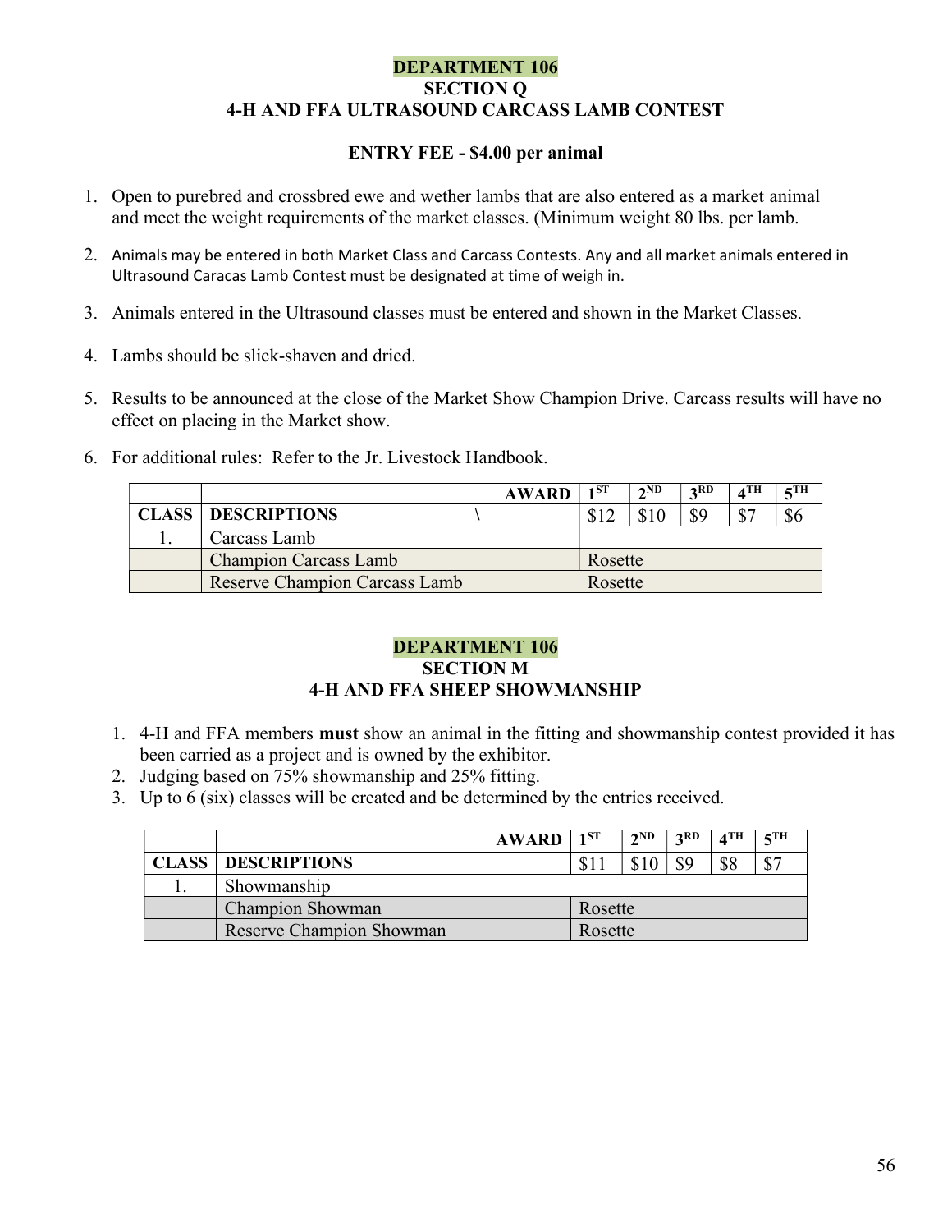**DEPARTMENT 106**
**SECTION Q**
**4-H AND FFA ULTRASOUND CARCASS LAMB CONTEST**

**ENTRY FEE - $4.00 per animal**

1. Open to purebred and crossbred ewe and wether lambs that are also entered as a market animal and meet the weight requirements of the market classes. (Minimum weight 80 lbs. per lamb.
2. Animals may be entered in both Market Class and Carcass Contests. Any and all market animals entered in Ultrasound Caracas Lamb Contest must be designated at time of weigh in.
3. Animals entered in the Ultrasound classes must be entered and shown in the Market Classes.
4. Lambs should be slick-shaven and dried.
5. Results to be announced at the close of the Market Show Champion Drive. Carcass results will have no effect on placing in the Market show.
6. For additional rules: Refer to the Jr. Livestock Handbook.

| | AWARD | 1ST | 2ND | 3RD | 4TH | 5TH |
|---|---|---|---|---|---|---|
| CLASS | DESCRIPTIONS \ | $12 | $10 | $9 | $7 | $6 |
| 1. | Carcass Lamb | | | | | |
| | Champion Carcass Lamb | Rosette | | | | |
| | Reserve Champion Carcass Lamb | Rosette | | | | |

**DEPARTMENT 106**
**SECTION M**
**4-H AND FFA SHEEP SHOWMANSHIP**

1. 4-H and FFA members **must** show an animal in the fitting and showmanship contest provided it has been carried as a project and is owned by the exhibitor.
2. Judging based on 75% showmanship and 25% fitting.
3. Up to 6 (six) classes will be created and be determined by the entries received.

| | AWARD | 1ST | 2ND | 3RD | 4TH | 5TH |
|---|---|---|---|---|---|---|
| CLASS | DESCRIPTIONS | $11 | $10 | $9 | $8 | $7 |
| 1. | Showmanship | | | | | |
| | Champion Showman | Rosette | | | | |
| | Reserve Champion Showman | Rosette | | | | |